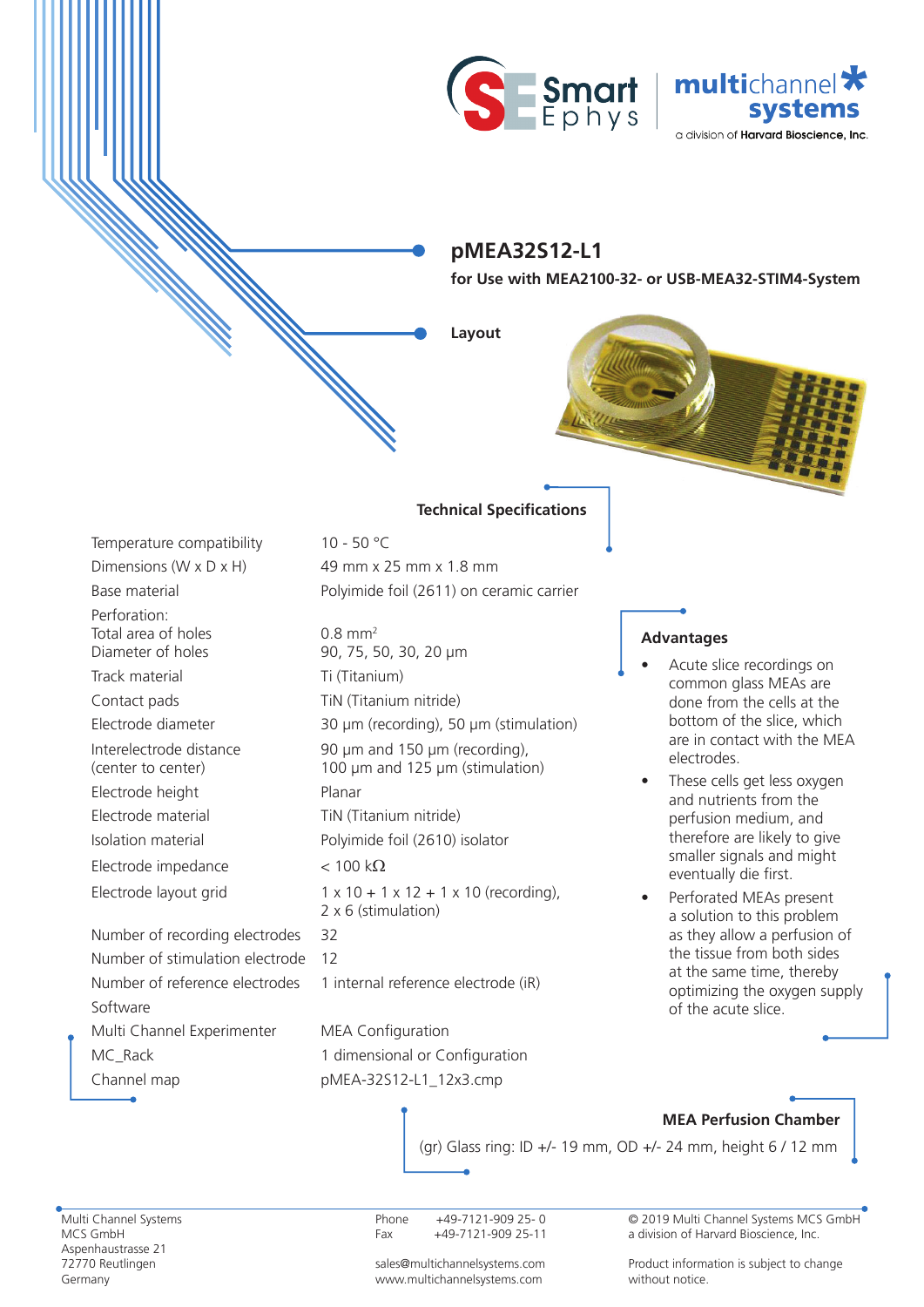# pMEA32S12-L1

**for Use with MEA2100-32- or USB-MEA32-STIM4-System**

**Layout**

## Technical Specifications

| | |
|---|---|
| Temperature compatibility | 10 - 50 °C |
| Dimensions (W x D x H) | 49 mm x 25 mm x 1.8 mm |
| Base material | Polyimide foil (2611) on ceramic carrier |
| Perforation: | |
| Total area of holes | 0.8 mm$^2$ |
| Diameter of holes | 90, 75, 50, 30, 20 µm |
| Track material | Ti (Titanium) |
| Contact pads | TiN (Titanium nitride) |
| Electrode diameter | 30 µm (recording), 50 µm (stimulation) |
| Interelectrode distance (center to center) | 90 µm and 150 µm (recording), 100 µm and 125 µm (stimulation) |
| Electrode height | Planar |
| Electrode material | TiN (Titanium nitride) |
| Isolation material | Polyimide foil (2610) isolator |
| Electrode impedance | < 100 kΩ |
| Electrode layout grid | 1 x 10 + 1 x 12 + 1 x 10 (recording), 2 x 6 (stimulation) |
| Number of recording electrodes | 32 |
| Number of stimulation electrode | 12 |
| Number of reference electrodes | 1 internal reference electrode (iR) |
| Software | |
| Multi Channel Experimenter | MEA Configuration |
| MC_Rack | 1 dimensional or Configuration |
| Channel map | pMEA-32S12-L1_12x3.cmp |

## Advantages

- Acute slice recordings on common glass MEAs are done from the cells at the bottom of the slice, which are in contact with the MEA electrodes.
- These cells get less oxygen and nutrients from the perfusion medium, and therefore are likely to give smaller signals and might eventually die first.
- Perforated MEAs present a solution to this problem as they allow a perfusion of the tissue from both sides at the same time, thereby optimizing the oxygen supply of the acute slice.

## MEA Perfusion Chamber

(gr) Glass ring: ID +/- 19 mm, OD +/- 24 mm, height 6 / 12 mm

Multi Channel Systems
MCS GmbH
Aspenhaustrasse 21
72770 Reutlingen
Germany

Phone +49-7121-909 25- 0
Fax +49-7121-909 25-11

sales@multichannelsystems.com
www.multichannelsystems.com

© 2019 Multi Channel Systems MCS GmbH
a division of Harvard Bioscience, Inc.

Product information is subject to change without notice.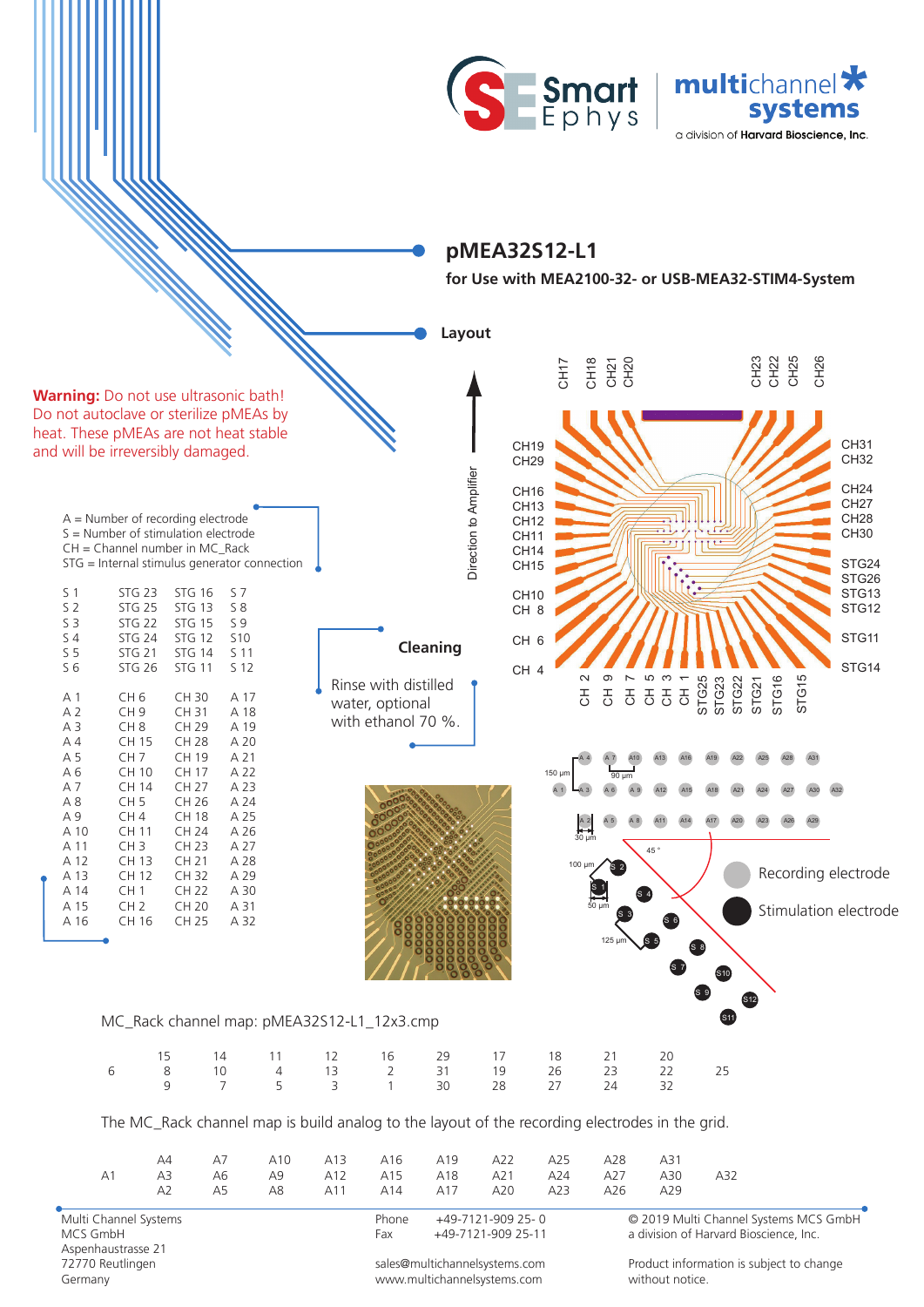# pMEA32S12-L1

**for Use with MEA2100-32- or USB-MEA32-STIM4-System**

**Layout**

**Warning:** Do not use ultrasonic bath! Do not autoclave or sterilize pMEAs by heat. These pMEAs are not heat stable and will be irreversibly damaged.

A = Number of recording electrode
S = Number of stimulation electrode
CH = Channel number in MC_Rack
STG = Internal stimulus generator connection

| | | | |
|---|---|---|---|
| S 1 | STG 23 | STG 16 | S 7 |
| S 2 | STG 25 | STG 13 | S 8 |
| S 3 | STG 22 | STG 15 | S 9 |
| S 4 | STG 24 | STG 12 | S10 |
| S 5 | STG 21 | STG 14 | S 11 |
| S 6 | STG 26 | STG 11 | S 12 |

| | | | |
|---|---|---|---|
| A 1 | CH 6 | CH 30 | A 17 |
| A 2 | CH 9 | CH 31 | A 18 |
| A 3 | CH 8 | CH 29 | A 19 |
| A 4 | CH 15 | CH 28 | A 20 |
| A 5 | CH 7 | CH 19 | A 21 |
| A 6 | CH 10 | CH 17 | A 22 |
| A 7 | CH 14 | CH 27 | A 23 |
| A 8 | CH 5 | CH 26 | A 24 |
| A 9 | CH 4 | CH 18 | A 25 |
| A 10 | CH 11 | CH 24 | A 26 |
| A 11 | CH 3 | CH 23 | A 27 |
| A 12 | CH 13 | CH 21 | A 28 |
| A 13 | CH 12 | CH 32 | A 29 |
| A 14 | CH 1 | CH 22 | A 30 |
| A 15 | CH 2 | CH 20 | A 31 |
| A 16 | CH 16 | CH 25 | A 32 |

**Cleaning**

Rinse with distilled water, optional with ethanol 70 %.

Direction to Amplifier

CH17 CH18 CH21 CH20 CH23 CH22 CH25 CH26

CH19 CH29 CH16 CH13 CH12 CH11 CH14 CH15 CH10 CH 8 CH 6 CH 4

CH31 CH32 CH24 CH27 CH28 CH30 STG24 STG26 STG13 STG12 STG11 STG14

CH 2 CH 9 CH 7 CH 5 CH 3 CH 1 STG25 STG23 STG22 STG21 STG16 STG15

150 µm
90 µm
30 µm
45 °
100 µm
50 µm
125 µm

Recording electrode

Stimulation electrode

MC_Rack channel map: pMEA32S12-L1_12x3.cmp

| | | | | | | | | | | | |
|---|---|---|---|---|---|---|---|---|---|---|---|
| | 15 | 14 | 11 | 12 | 16 | 29 | 17 | 18 | 21 | 20 | |
| 6 | 8 | 10 | 4 | 13 | 2 | 31 | 19 | 26 | 23 | 22 | 25 |
| | 9 | 7 | 5 | 3 | 1 | 30 | 28 | 27 | 24 | 32 | |

The MC_Rack channel map is build analog to the layout of the recording electrodes in the grid.

| | | | | | | | | | | | |
|---|---|---|---|---|---|---|---|---|---|---|---|
| | A4 | A7 | A10 | A13 | A16 | A19 | A22 | A25 | A28 | A31 | |
| A1 | A3 | A6 | A9 | A12 | A15 | A18 | A21 | A24 | A27 | A30 | A32 |
| | A2 | A5 | A8 | A11 | A14 | A17 | A20 | A23 | A26 | A29 | |

Multi Channel Systems
MCS GmbH
Aspenhaustrasse 21
72770 Reutlingen
Germany

Phone +49-7121-909 25- 0
Fax +49-7121-909 25-11

sales@multichannelsystems.com
www.multichannelsystems.com

© 2019 Multi Channel Systems MCS GmbH
a division of Harvard Bioscience, Inc.

Product information is subject to change without notice.